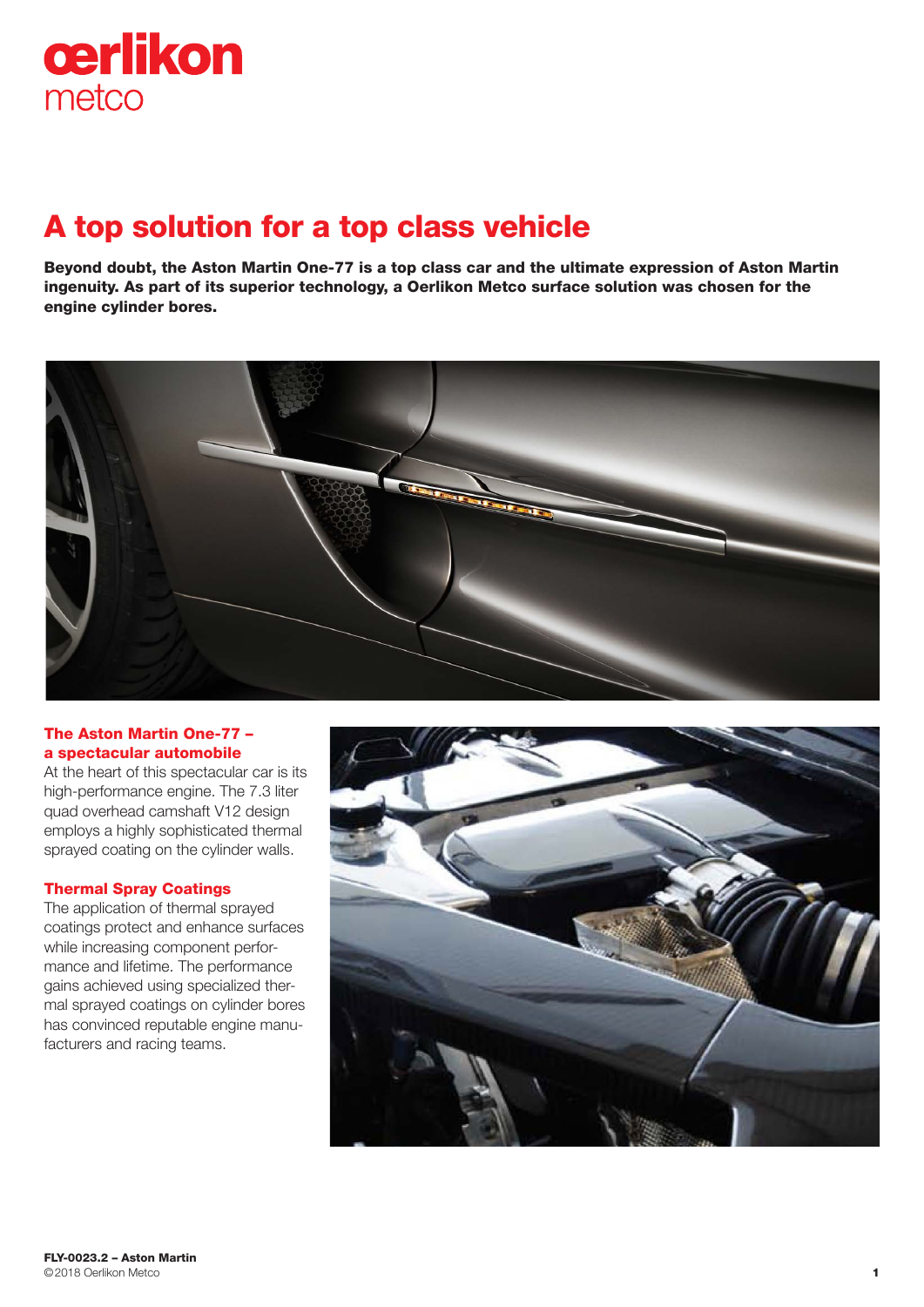oerlikon
metco

# A top solution for a top class vehicle

**Beyond doubt, the Aston Martin One-77 is a top class car and the ultimate expression of Aston Martin ingenuity. As part of its superior technology, a Oerlikon Metco surface solution was chosen for the engine cylinder bores.**

## The Aston Martin One-77 – a spectacular automobile

At the heart of this spectacular car is its high-performance engine. The 7.3 liter quad overhead camshaft V12 design employs a highly sophisticated thermal sprayed coating on the cylinder walls.

## Thermal Spray Coatings

The application of thermal sprayed coatings protect and enhance surfaces while increasing component performance and lifetime. The performance gains achieved using specialized thermal sprayed coatings on cylinder bores has convinced reputable engine manufacturers and racing teams.

**FLY-0023.2 – Aston Martin**
©2018 Oerlikon Metco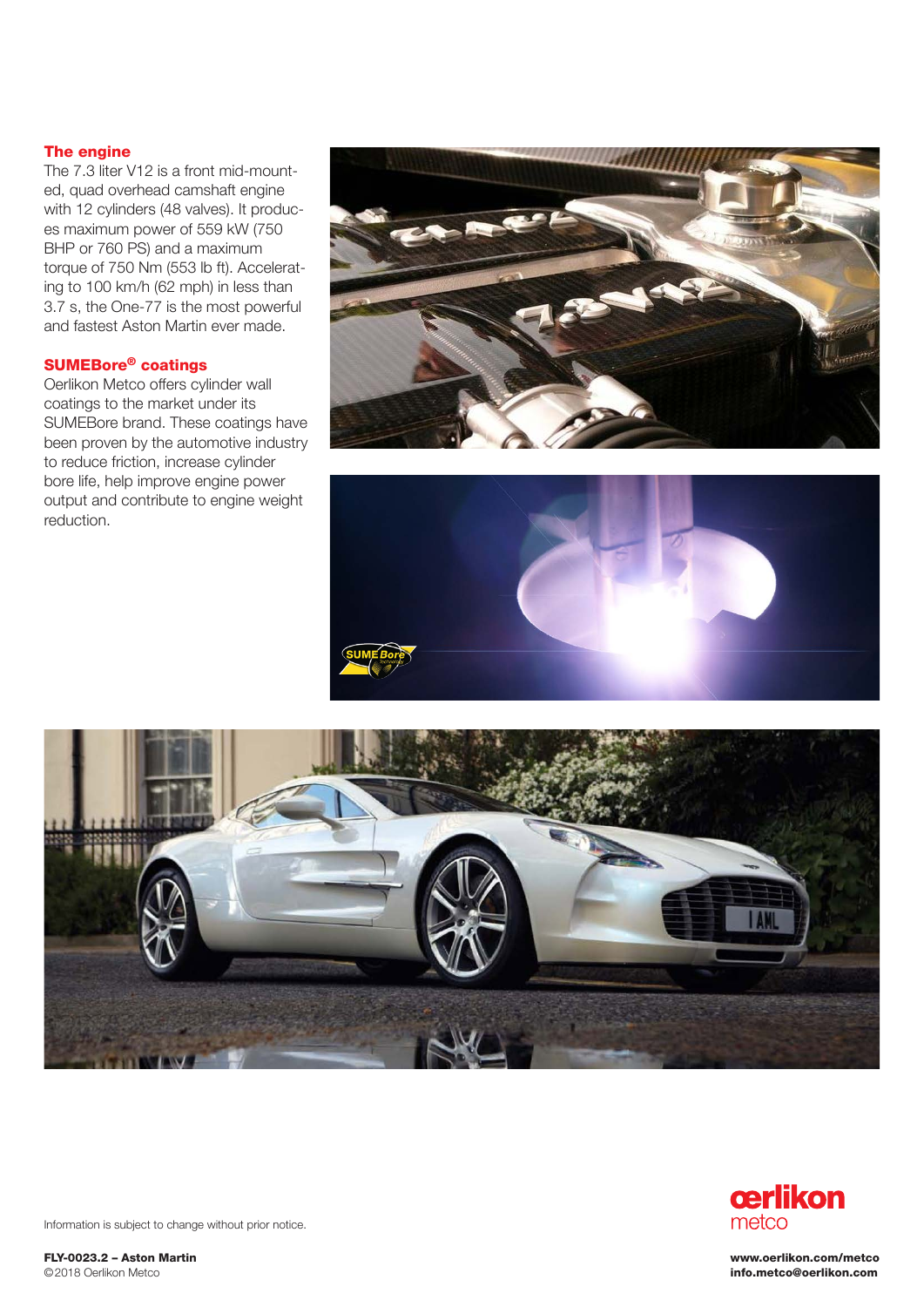## The engine

The 7.3 liter V12 is a front mid-mounted, quad overhead camshaft engine with 12 cylinders (48 valves). It produces maximum power of 559 kW (750 BHP or 760 PS) and a maximum torque of 750 Nm (553 lb ft). Accelerating to 100 km/h (62 mph) in less than 3.7 s, the One-77 is the most powerful and fastest Aston Martin ever made.

## SUMEBore® coatings

Oerlikon Metco offers cylinder wall coatings to the market under its SUMEBore brand. These coatings have been proven by the automotive industry to reduce friction, increase cylinder bore life, help improve engine power output and contribute to engine weight reduction.

Information is subject to change without prior notice.

**FLY-0023.2 – Aston Martin**
©2018 Oerlikon Metco

**www.oerlikon.com/metco**
**info.metco@oerlikon.com**